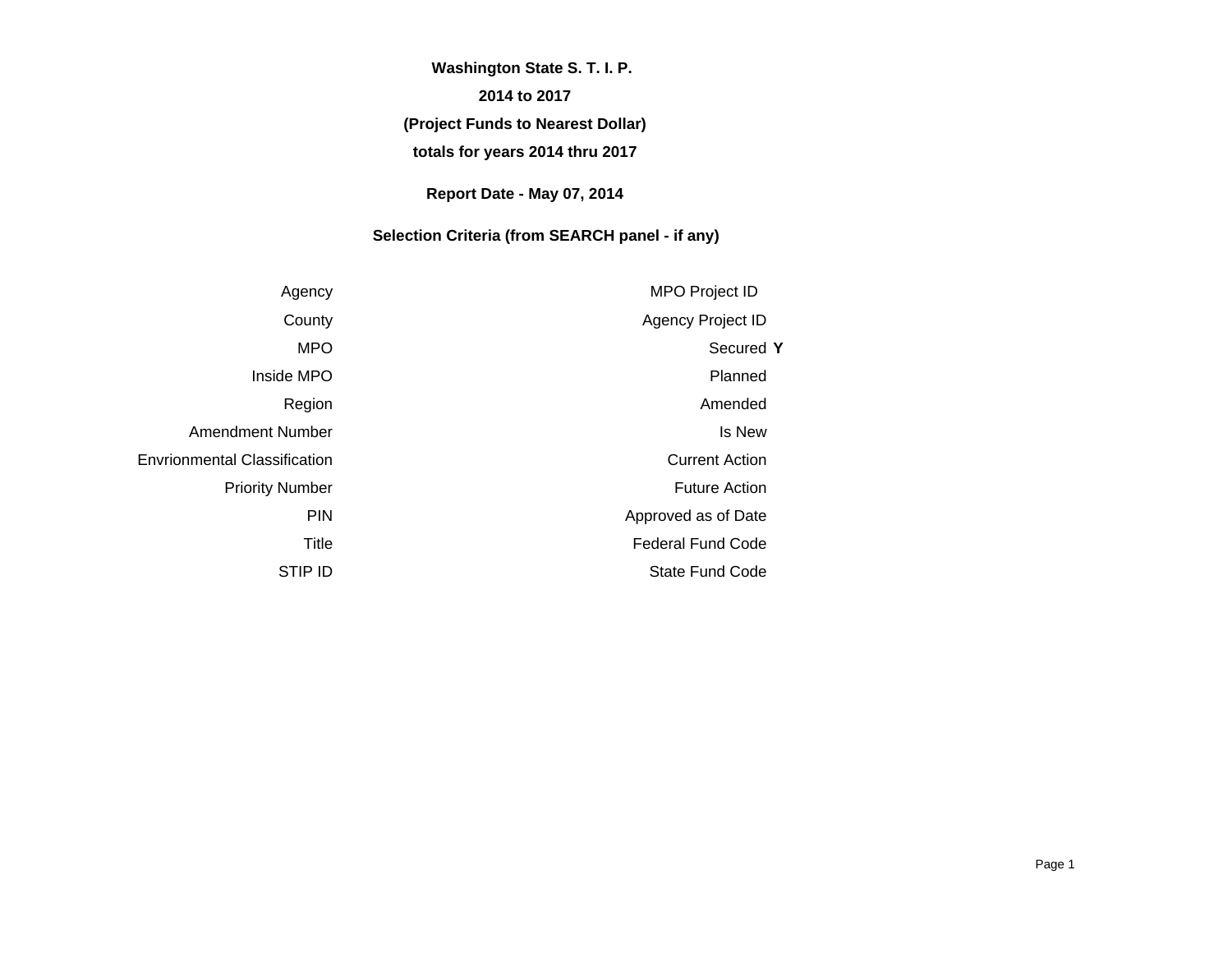**Washington State S. T. I. P.**

**2014 to 2017**

**(Project Funds to Nearest Dollar)**

**totals for years 2014 thru 2017**

**Report Date - May 07, 2014**

**Selection Criteria (from SEARCH panel - if any)**

| | | | |
|---|---|---|---|
| Agency | | MPO Project ID | |
| County | | Agency Project ID | |
| MPO | | Secured | **Y** |
| Inside MPO | | Planned | |
| Region | | Amended | |
| Amendment Number | | Is New | |
| Envrionmental Classification | | Current Action | |
| Priority Number | | Future Action | |
| PIN | | Approved as of Date | |
| Title | | Federal Fund Code | |
| STIP ID | | State Fund Code | |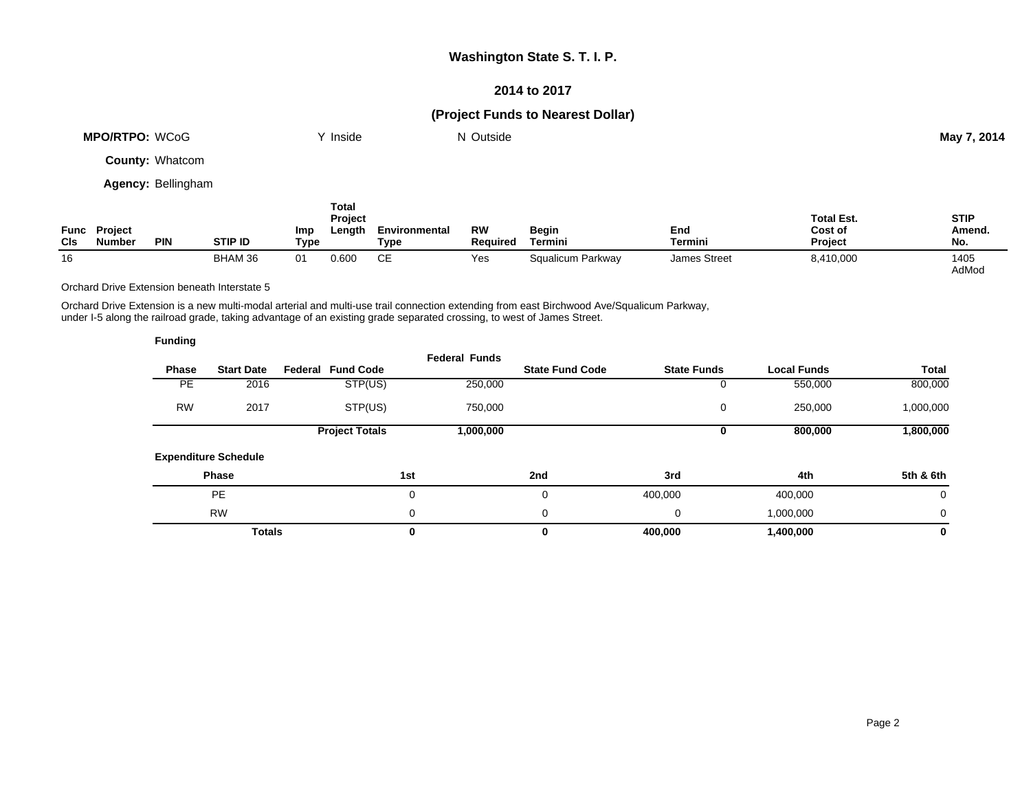## Washington State S. T. I. P.

### 2014 to 2017

### (Project Funds to Nearest Dollar)

**MPO/RTPO:** WCoG Y Inside N Outside **May 7, 2014**

**County:** Whatcom

**Agency:** Bellingham

| Func Cls | Project Number | PIN | STIP ID | Imp Type | Total Project Length | Environmental Type | RW Required | Begin Termini | End Termini | Total Est. Cost of Project | STIP Amend. No. |
|---|---|---|---|---|---|---|---|---|---|---|---|
| 16 | | | BHAM 36 | 01 | 0.600 | CE | Yes | Squalicum Parkway | James Street | 8,410,000 | 1405 AdMod |

Orchard Drive Extension beneath Interstate 5

Orchard Drive Extension is a new multi-modal arterial and multi-use trail connection extending from east Birchwood Ave/Squalicum Parkway, under I-5 along the railroad grade, taking advantage of an existing grade separated crossing, to west of James Street.

**Funding**

| Phase | Start Date | Federal Fund Code | Federal Funds | State Fund Code | State Funds | Local Funds | Total |
|---|---|---|---|---|---|---|---|
| PE | 2016 | STP(US) | 250,000 | | 0 | 550,000 | 800,000 |
| RW | 2017 | STP(US) | 750,000 | | 0 | 250,000 | 1,000,000 |
| | | **Project Totals** | **1,000,000** | | **0** | **800,000** | **1,800,000** |

**Expenditure Schedule**

| Phase | 1st | 2nd | 3rd | 4th | 5th & 6th |
|---|---|---|---|---|---|
| PE | 0 | 0 | 400,000 | 400,000 | 0 |
| RW | 0 | 0 | 0 | 1,000,000 | 0 |
| **Totals** | **0** | **0** | **400,000** | **1,400,000** | **0** |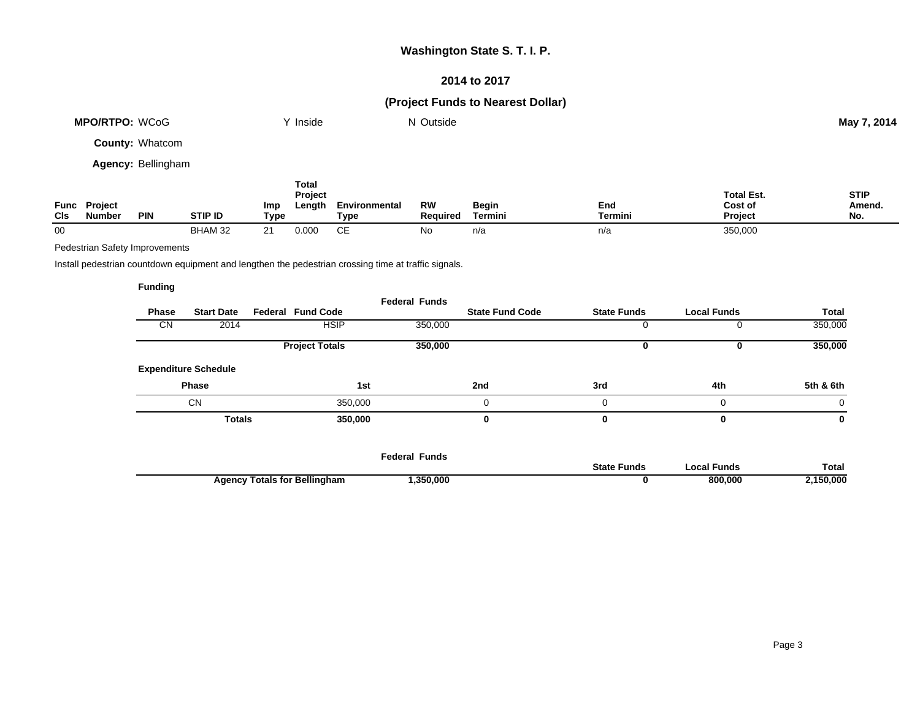# Washington State S. T. I. P.

## 2014 to 2017

### (Project Funds to Nearest Dollar)

**MPO/RTPO:** WCoG    Y Inside    N Outside    **May 7, 2014**

**County:** Whatcom

**Agency:** Bellingham

| Func Cls | Project Number | PIN | STIP ID | Imp Type | Total Project Length | Environmental Type | RW Required | Begin Termini | End Termini | Total Est. Cost of Project | STIP Amend. No. |
|---|---|---|---|---|---|---|---|---|---|---|---|
| 00 | | | BHAM 32 | 21 | 0.000 | CE | No | n/a | n/a | 350,000 | |

Pedestrian Safety Improvements

Install pedestrian countdown equipment and lengthen the pedestrian crossing time at traffic signals.

**Funding**

| Phase | Start Date | Federal Fund Code | Federal Funds | State Fund Code | State Funds | Local Funds | Total |
|---|---|---|---|---|---|---|---|
| CN | 2014 | HSIP | 350,000 | | 0 | 0 | 350,000 |
| | | **Project Totals** | **350,000** | | **0** | **0** | **350,000** |

**Expenditure Schedule**

| Phase | 1st | 2nd | 3rd | 4th | 5th & 6th |
|---|---|---|---|---|---|
| CN | 350,000 | 0 | 0 | 0 | 0 |
| **Totals** | **350,000** | **0** | **0** | **0** | **0** |

| | Federal Funds | State Funds | Local Funds | Total |
|---|---|---|---|---|
| **Agency Totals for Bellingham** | **1,350,000** | **0** | **800,000** | **2,150,000** |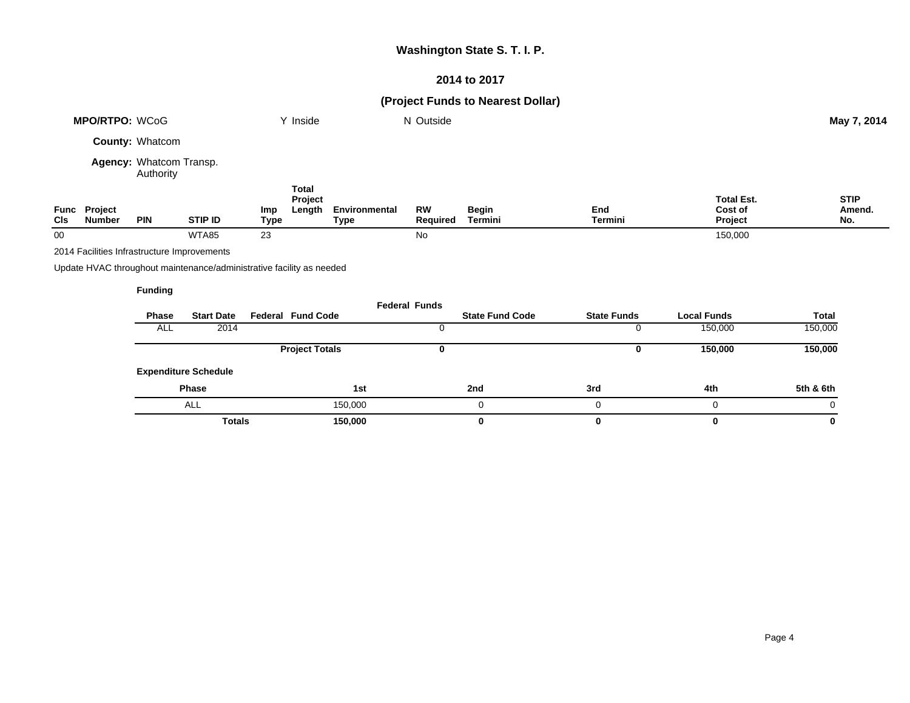# Washington State S. T. I. P.

## 2014 to 2017

## (Project Funds to Nearest Dollar)

**MPO/RTPO:** WCoG &nbsp;&nbsp;&nbsp; Y Inside &nbsp;&nbsp;&nbsp; N Outside &nbsp;&nbsp;&nbsp; **May 7, 2014**

**County:** Whatcom

**Agency:** Whatcom Transp. Authority

| Func Cls | Project Number | PIN | STIP ID | Imp Type | Total Project Length | Environmental Type | RW Required | Begin Termini | End Termini | Total Est. Cost of Project | STIP Amend. No. |
|---|---|---|---|---|---|---|---|---|---|---|---|
| 00 | | | WTA85 | 23 | | | No | | | 150,000 | |

2014 Facilities Infrastructure Improvements

Update HVAC throughout maintenance/administrative facility as needed

**Funding**

| Phase | Start Date | Federal Fund Code | Federal Funds | State Fund Code | State Funds | Local Funds | Total |
|---|---|---|---|---|---|---|---|
| ALL | 2014 | | 0 | | 0 | 150,000 | 150,000 |
| | | **Project Totals** | **0** | | **0** | **150,000** | **150,000** |

**Expenditure Schedule**

| Phase | 1st | 2nd | 3rd | 4th | 5th & 6th |
|---|---|---|---|---|---|
| ALL | 150,000 | 0 | 0 | 0 | 0 |
| **Totals** | **150,000** | **0** | **0** | **0** | **0** |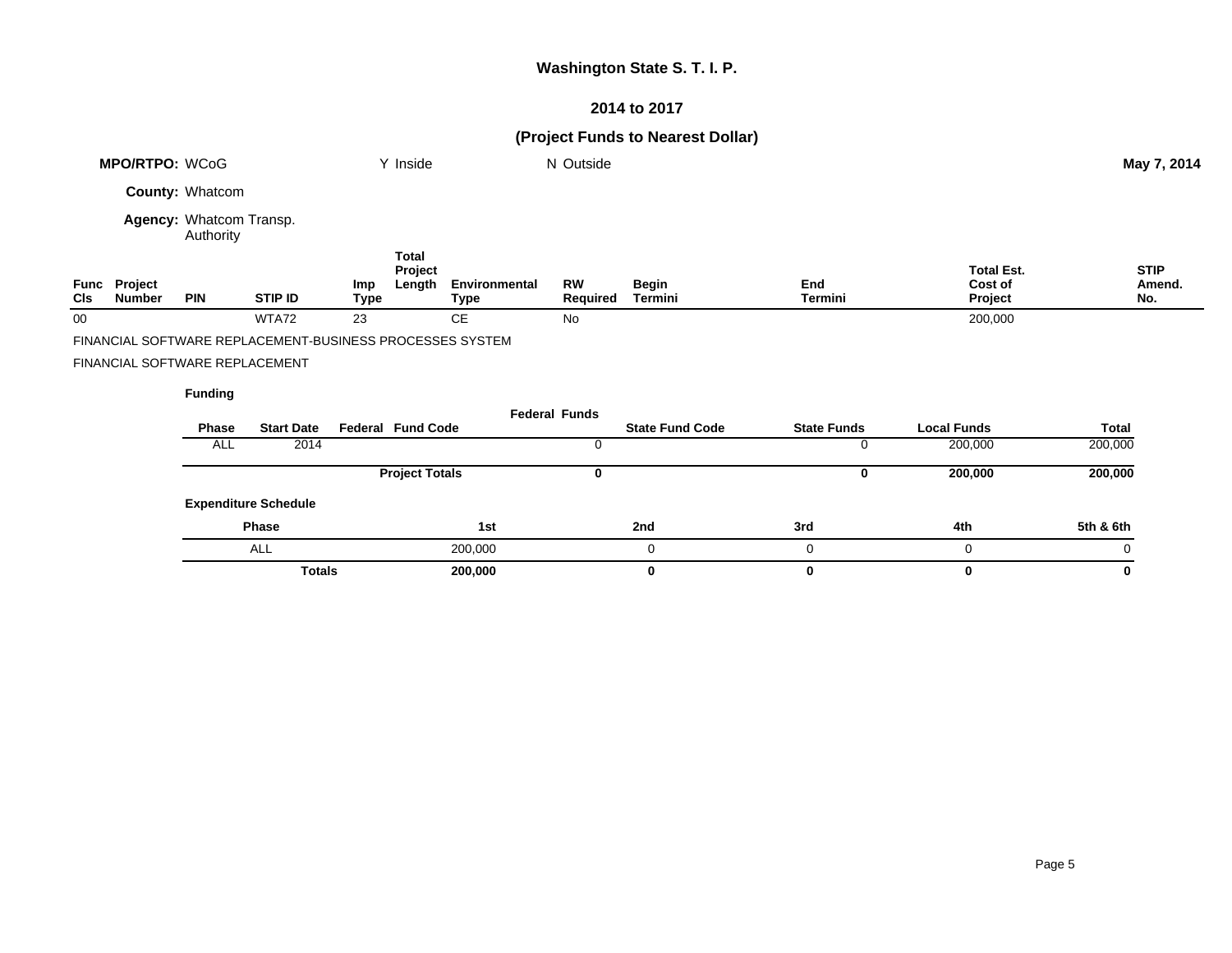# Washington State S. T. I. P.

## 2014 to 2017

### (Project Funds to Nearest Dollar)

**MPO/RTPO:** WCoG &nbsp;&nbsp;&nbsp; Y Inside &nbsp;&nbsp;&nbsp; N Outside &nbsp;&nbsp;&nbsp; **May 7, 2014**

**County:** Whatcom

**Agency:** Whatcom Transp. Authority

| Func Cls | Project Number | PIN | STIP ID | Imp Type | Total Project Length | Environmental Type | RW Required | Begin Termini | End Termini | Total Est. Cost of Project | STIP Amend. No. |
|---|---|---|---|---|---|---|---|---|---|---|---|
| 00 | | | WTA72 | 23 | | CE | No | | | 200,000 | |

FINANCIAL SOFTWARE REPLACEMENT-BUSINESS PROCESSES SYSTEM

FINANCIAL SOFTWARE REPLACEMENT

**Funding**

| Phase | Start Date | Federal Fund Code | Federal Funds | State Fund Code | State Funds | Local Funds | Total |
|---|---|---|---|---|---|---|---|
| ALL | 2014 | | 0 | | 0 | 200,000 | 200,000 |
| | | **Project Totals** | **0** | | **0** | **200,000** | **200,000** |

**Expenditure Schedule**

| Phase | 1st | 2nd | 3rd | 4th | 5th & 6th |
|---|---|---|---|---|---|
| ALL | 200,000 | 0 | 0 | 0 | 0 |
| **Totals** | **200,000** | **0** | **0** | **0** | **0** |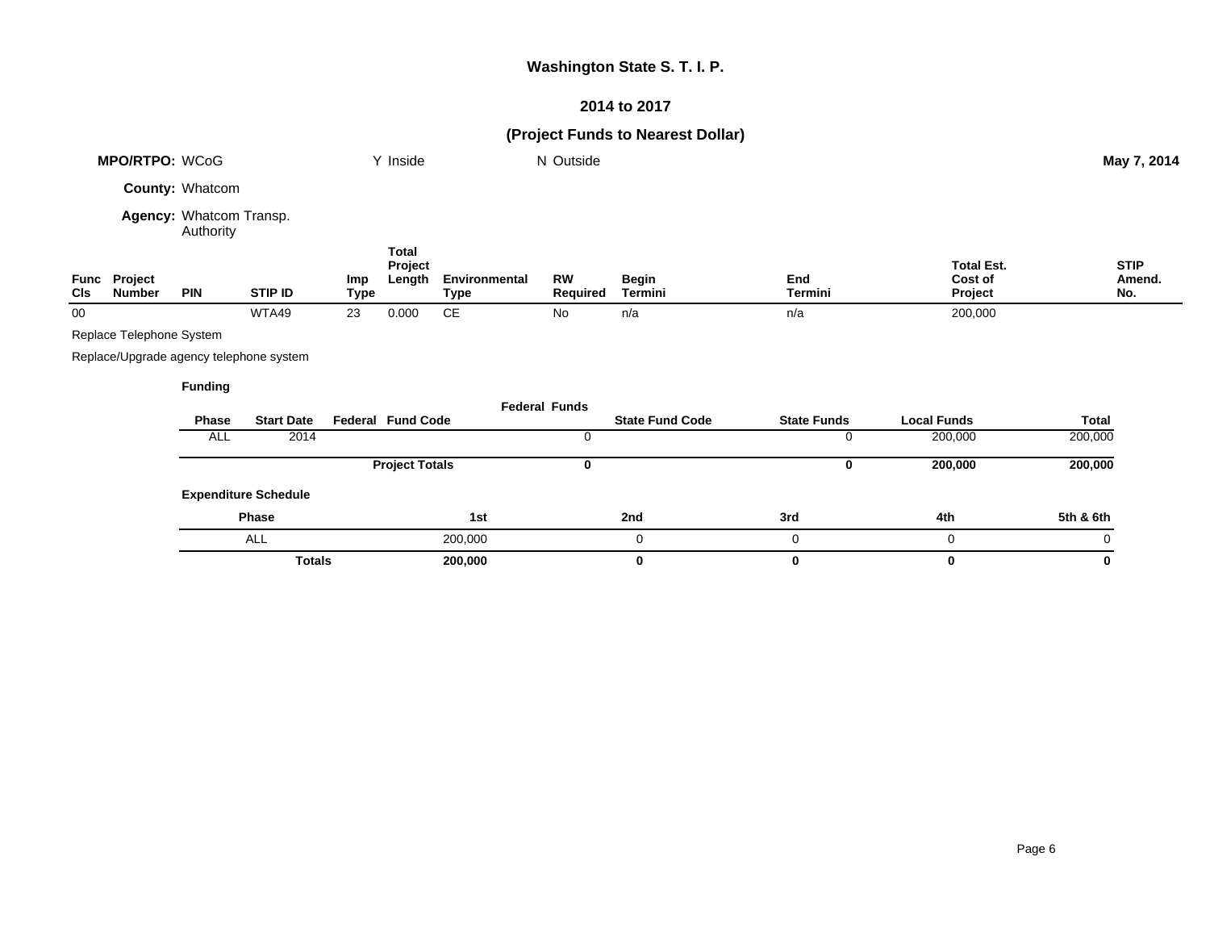**Washington State S. T. I. P.**

**2014 to 2017**

**(Project Funds to Nearest Dollar)**

**MPO/RTPO:** WCoG Y Inside N Outside **May 7, 2014**

**County:** Whatcom

**Agency:** Whatcom Transp. Authority

| Func Cls | Project Number | PIN | STIP ID | Imp Type | Total Project Length | Environmental Type | RW Required | Begin Termini | End Termini | Total Est. Cost of Project | STIP Amend. No. |
|---|---|---|---|---|---|---|---|---|---|---|---|
| 00 | | | WTA49 | 23 | 0.000 | CE | No | n/a | n/a | 200,000 | |

Replace Telephone System

Replace/Upgrade agency telephone system

**Funding**

| Phase | Start Date | Federal Fund Code | Federal Funds | State Fund Code | State Funds | Local Funds | Total |
|---|---|---|---|---|---|---|---|
| ALL | 2014 | | 0 | | 0 | 200,000 | 200,000 |
| | | **Project Totals** | **0** | | **0** | **200,000** | **200,000** |

**Expenditure Schedule**

| Phase | 1st | 2nd | 3rd | 4th | 5th & 6th |
|---|---|---|---|---|---|
| ALL | 200,000 | 0 | 0 | 0 | 0 |
| **Totals** | **200,000** | **0** | **0** | **0** | **0** |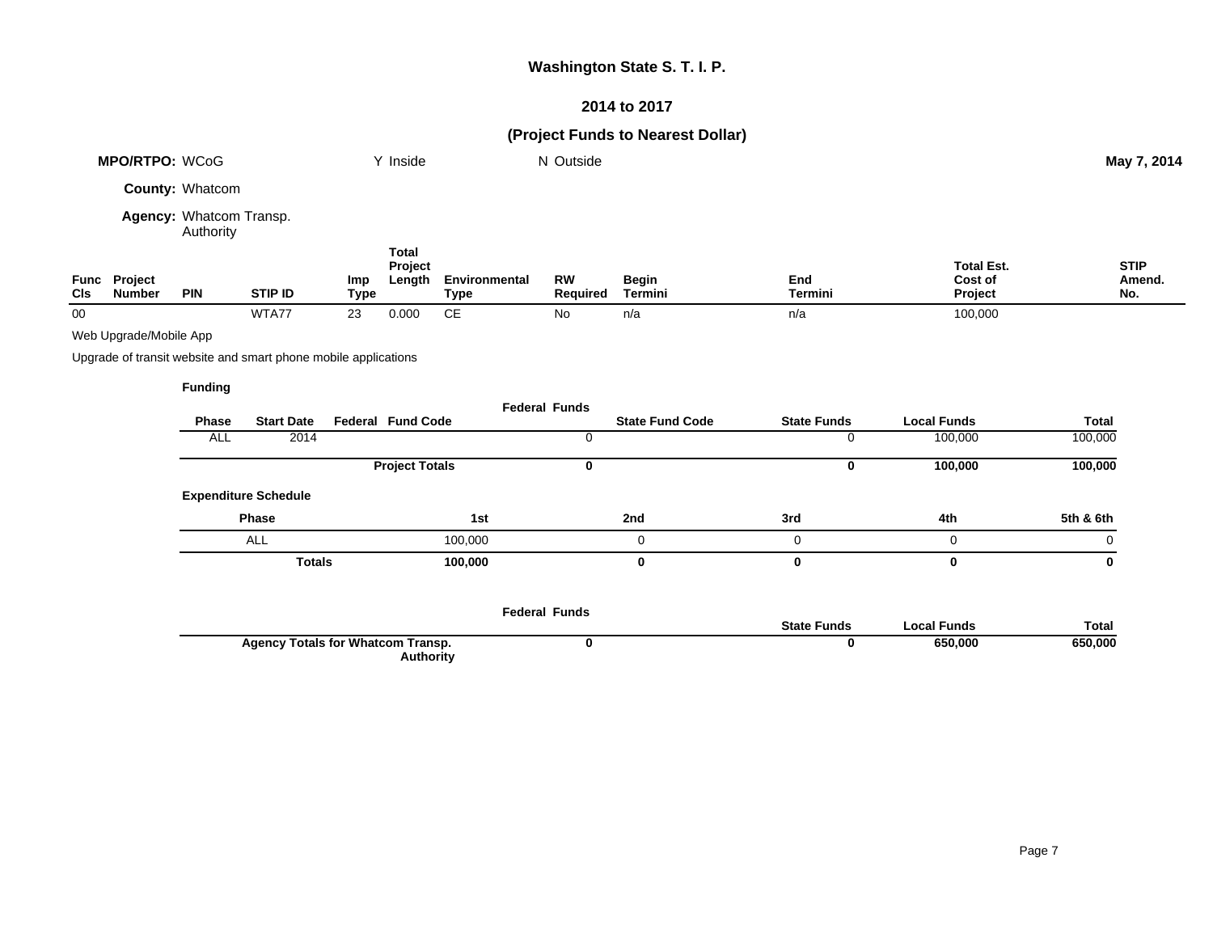# Washington State S. T. I. P.

## 2014 to 2017

### (Project Funds to Nearest Dollar)

**MPO/RTPO:** WCoG &nbsp;&nbsp;&nbsp; Y Inside &nbsp;&nbsp;&nbsp; N Outside &nbsp;&nbsp;&nbsp; **May 7, 2014**

**County:** Whatcom

**Agency:** Whatcom Transp. Authority

| Func Cls | Project Number | PIN | STIP ID | Imp Type | Total Project Length | Environmental Type | RW Required | Begin Termini | End Termini | Total Est. Cost of Project | STIP Amend. No. |
|---|---|---|---|---|---|---|---|---|---|---|---|
| 00 | | | WTA77 | 23 | 0.000 | CE | No | n/a | n/a | 100,000 | |

Web Upgrade/Mobile App

Upgrade of transit website and smart phone mobile applications

**Funding**

| Phase | Start Date | Federal Fund Code | Federal Funds | State Fund Code | State Funds | Local Funds | Total |
|---|---|---|---|---|---|---|---|
| ALL | 2014 | | 0 | | 0 | 100,000 | 100,000 |
| | | **Project Totals** | **0** | | **0** | **100,000** | **100,000** |

**Expenditure Schedule**

| Phase | 1st | 2nd | 3rd | 4th | 5th & 6th |
|---|---|---|---|---|---|
| ALL | 100,000 | 0 | 0 | 0 | 0 |
| **Totals** | **100,000** | **0** | **0** | **0** | **0** |

| | Federal Funds | State Funds | Local Funds | Total |
|---|---|---|---|---|
| **Agency Totals for Whatcom Transp. Authority** | **0** | **0** | **650,000** | **650,000** |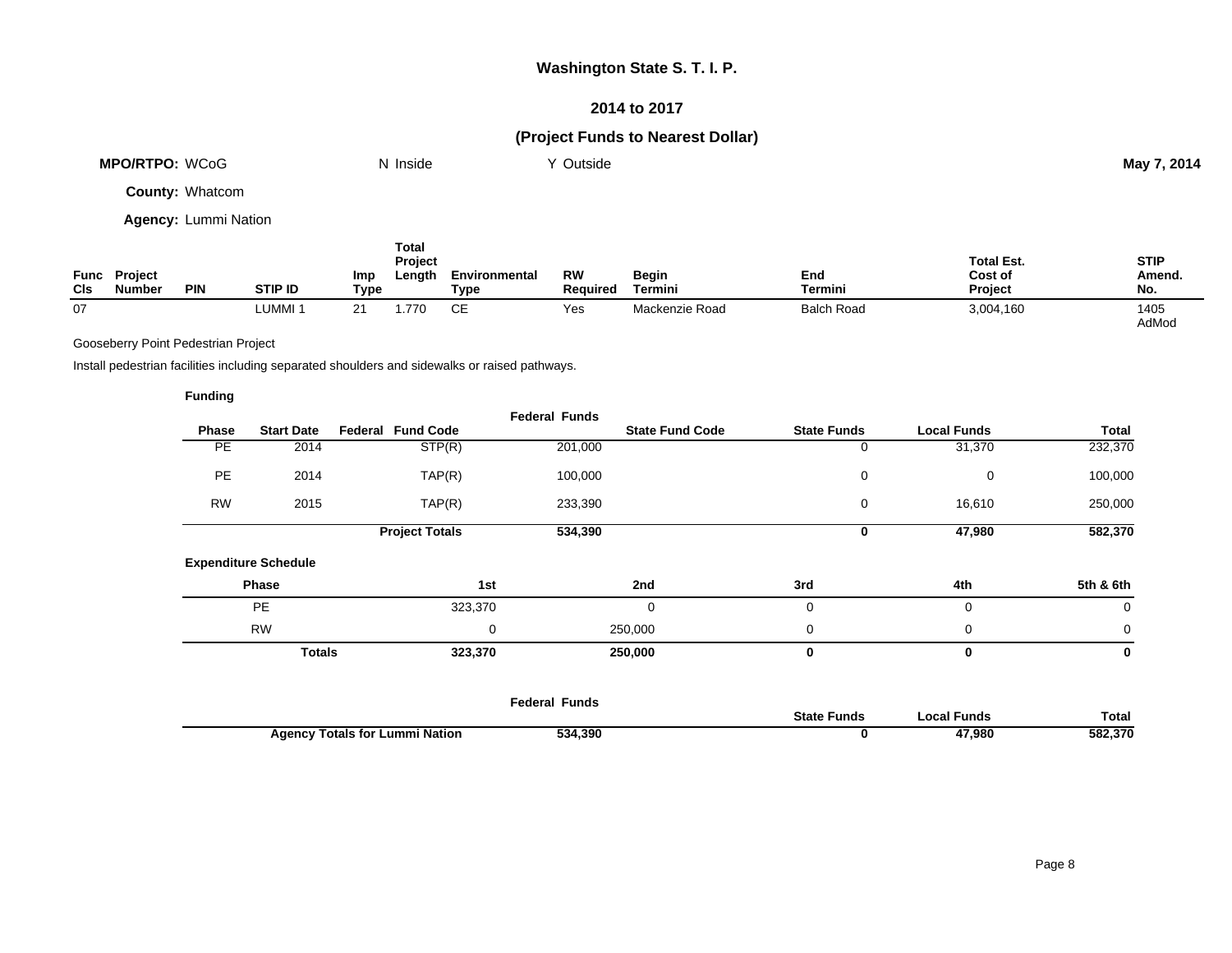# Washington State S. T. I. P.

## 2014 to 2017

## (Project Funds to Nearest Dollar)

**MPO/RTPO:** WCoG    N Inside    Y Outside    **May 7, 2014**

**County:** Whatcom

**Agency:** Lummi Nation

| Func Cls | Project Number | PIN | STIP ID | Imp Type | Total Project Length | Environmental Type | RW Required | Begin Termini | End Termini | Total Est. Cost of Project | STIP Amend. No. |
|---|---|---|---|---|---|---|---|---|---|---|---|
| 07 | | | LUMMI 1 | 21 | 1.770 | CE | Yes | Mackenzie Road | Balch Road | 3,004,160 | 1405 AdMod |

Gooseberry Point Pedestrian Project

Install pedestrian facilities including separated shoulders and sidewalks or raised pathways.

**Funding**

| Phase | Start Date | Federal Fund Code | Federal Funds | State Fund Code | State Funds | Local Funds | Total |
|---|---|---|---|---|---|---|---|
| PE | 2014 | STP(R) | 201,000 | | 0 | 31,370 | 232,370 |
| PE | 2014 | TAP(R) | 100,000 | | 0 | 0 | 100,000 |
| RW | 2015 | TAP(R) | 233,390 | | 0 | 16,610 | 250,000 |
| | | **Project Totals** | **534,390** | | **0** | **47,980** | **582,370** |

**Expenditure Schedule**

| Phase | 1st | 2nd | 3rd | 4th | 5th & 6th |
|---|---|---|---|---|---|
| PE | 323,370 | 0 | 0 | 0 | 0 |
| RW | 0 | 250,000 | 0 | 0 | 0 |
| **Totals** | **323,370** | **250,000** | **0** | **0** | **0** |

| | Federal Funds | State Funds | Local Funds | Total |
|---|---|---|---|---|
| **Agency Totals for Lummi Nation** | **534,390** | **0** | **47,980** | **582,370** |